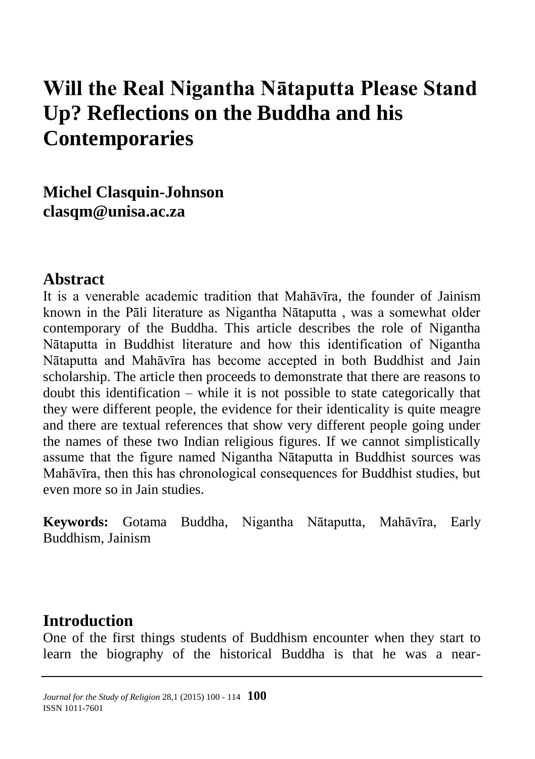# Will the Real Nigantha Nātaputta Please Stand Up? Reflections on the Buddha and his Contemporaries

**Michel Clasquin-Johnson**
**clasqm@unisa.ac.za**

## Abstract

It is a venerable academic tradition that Mahāvīra, the founder of Jainism known in the Pāli literature as Nigantha Nātaputta , was a somewhat older contemporary of the Buddha. This article describes the role of Nigantha Nātaputta in Buddhist literature and how this identification of Nigantha Nātaputta and Mahāvīra has become accepted in both Buddhist and Jain scholarship. The article then proceeds to demonstrate that there are reasons to doubt this identification – while it is not possible to state categorically that they were different people, the evidence for their identicality is quite meagre and there are textual references that show very different people going under the names of these two Indian religious figures. If we cannot simplistically assume that the figure named Nigantha Nātaputta in Buddhist sources was Mahāvīra, then this has chronological consequences for Buddhist studies, but even more so in Jain studies.

**Keywords:** Gotama Buddha, Nigantha Nātaputta, Mahāvīra, Early Buddhism, Jainism

## Introduction

One of the first things students of Buddhism encounter when they start to learn the biography of the historical Buddha is that he was a near-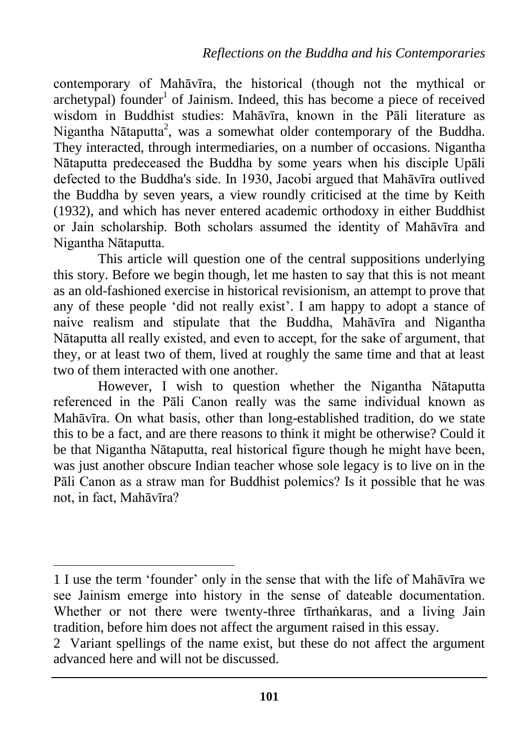contemporary of Mahāvīra, the historical (though not the mythical or archetypal) founder[1] of Jainism. Indeed, this has become a piece of received wisdom in Buddhist studies: Mahāvīra, known in the Pāli literature as Nigantha Nātaputta[2], was a somewhat older contemporary of the Buddha. They interacted, through intermediaries, on a number of occasions. Nigantha Nātaputta predeceased the Buddha by some years when his disciple Upāli defected to the Buddha's side. In 1930, Jacobi argued that Mahāvīra outlived the Buddha by seven years, a view roundly criticised at the time by Keith (1932), and which has never entered academic orthodoxy in either Buddhist or Jain scholarship. Both scholars assumed the identity of Mahāvīra and Nigantha Nātaputta.

This article will question one of the central suppositions underlying this story. Before we begin though, let me hasten to say that this is not meant as an old-fashioned exercise in historical revisionism, an attempt to prove that any of these people 'did not really exist'. I am happy to adopt a stance of naive realism and stipulate that the Buddha, Mahāvīra and Nigantha Nātaputta all really existed, and even to accept, for the sake of argument, that they, or at least two of them, lived at roughly the same time and that at least two of them interacted with one another.

However, I wish to question whether the Nigantha Nātaputta referenced in the Pāli Canon really was the same individual known as Mahāvīra. On what basis, other than long-established tradition, do we state this to be a fact, and are there reasons to think it might be otherwise? Could it be that Nigantha Nātaputta, real historical figure though he might have been, was just another obscure Indian teacher whose sole legacy is to live on in the Pāli Canon as a straw man for Buddhist polemics? Is it possible that he was not, in fact, Mahāvīra?

---

1 I use the term 'founder' only in the sense that with the life of Mahāvīra we see Jainism emerge into history in the sense of dateable documentation. Whether or not there were twenty-three tīrthaṅkaras, and a living Jain tradition, before him does not affect the argument raised in this essay.

2 Variant spellings of the name exist, but these do not affect the argument advanced here and will not be discussed.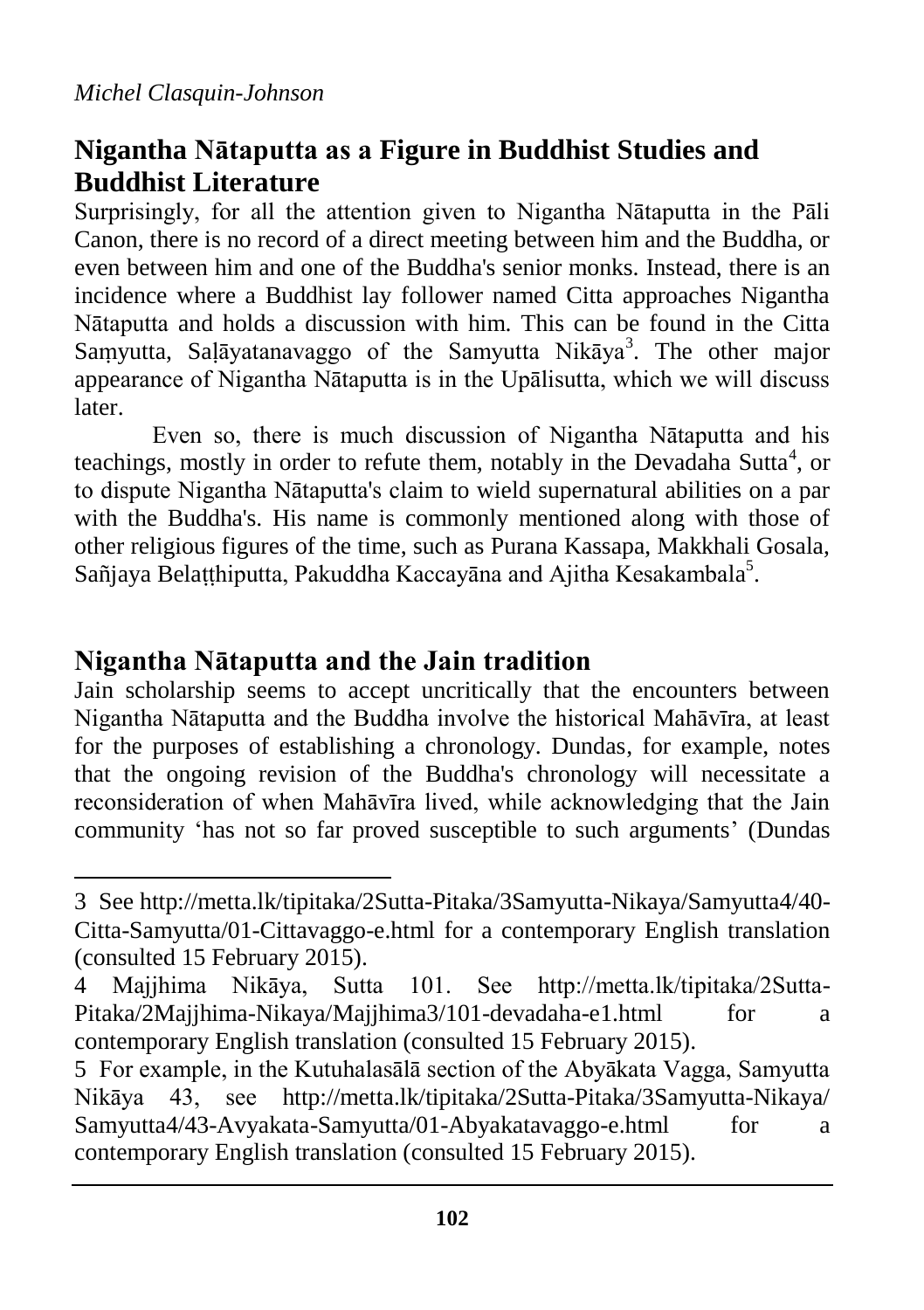## Nigantha Nātaputta as a Figure in Buddhist Studies and Buddhist Literature

Surprisingly, for all the attention given to Nigantha Nātaputta in the Pāli Canon, there is no record of a direct meeting between him and the Buddha, or even between him and one of the Buddha's senior monks. Instead, there is an incidence where a Buddhist lay follower named Citta approaches Nigantha Nātaputta and holds a discussion with him. This can be found in the Citta Saṃyutta, Saḷāyatanavaggo of the Samyutta Nikāya[3]. The other major appearance of Nigantha Nātaputta is in the Upālisutta, which we will discuss later.

Even so, there is much discussion of Nigantha Nātaputta and his teachings, mostly in order to refute them, notably in the Devadaha Sutta[4], or to dispute Nigantha Nātaputta's claim to wield supernatural abilities on a par with the Buddha's. His name is commonly mentioned along with those of other religious figures of the time, such as Purana Kassapa, Makkhali Gosala, Sañjaya Belaṭṭhiputta, Pakuddha Kaccayāna and Ajitha Kesakambala[5].

## Nigantha Nātaputta and the Jain tradition

Jain scholarship seems to accept uncritically that the encounters between Nigantha Nātaputta and the Buddha involve the historical Mahāvīra, at least for the purposes of establishing a chronology. Dundas, for example, notes that the ongoing revision of the Buddha's chronology will necessitate a reconsideration of when Mahāvīra lived, while acknowledging that the Jain community 'has not so far proved susceptible to such arguments' (Dundas

---

3 See http://metta.lk/tipitaka/2Sutta-Pitaka/3Samyutta-Nikaya/Samyutta4/40-Citta-Samyutta/01-Cittavaggo-e.html for a contemporary English translation (consulted 15 February 2015).

4 Majjhima Nikāya, Sutta 101. See http://metta.lk/tipitaka/2Sutta-Pitaka/2Majjhima-Nikaya/Majjhima3/101-devadaha-e1.html for a contemporary English translation (consulted 15 February 2015).

5 For example, in the Kutuhalasālā section of the Abyākata Vagga, Samyutta Nikāya 43, see http://metta.lk/tipitaka/2Sutta-Pitaka/3Samyutta-Nikaya/Samyutta4/43-Avyakata-Samyutta/01-Abyakatavaggo-e.html for a contemporary English translation (consulted 15 February 2015).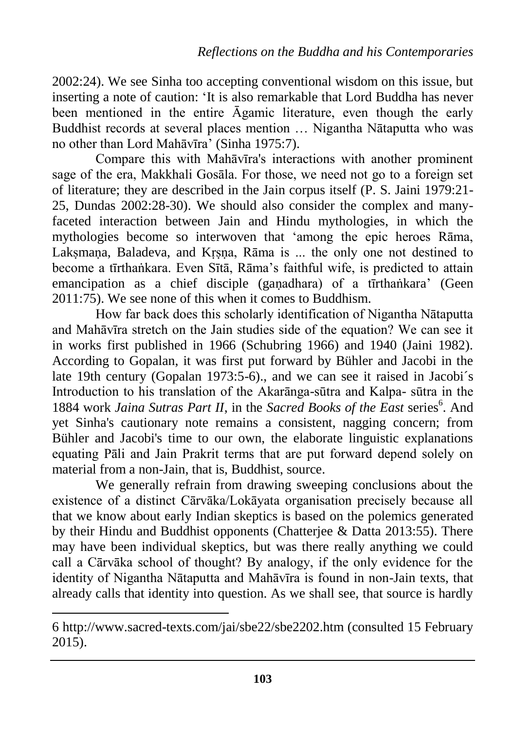2002:24). We see Sinha too accepting conventional wisdom on this issue, but inserting a note of caution: 'It is also remarkable that Lord Buddha has never been mentioned in the entire Āgamic literature, even though the early Buddhist records at several places mention … Nigantha Nātaputta who was no other than Lord Mahāvīra' (Sinha 1975:7).

Compare this with Mahāvīra's interactions with another prominent sage of the era, Makkhali Gosāla. For those, we need not go to a foreign set of literature; they are described in the Jain corpus itself (P. S. Jaini 1979:21-25, Dundas 2002:28-30). We should also consider the complex and many-faceted interaction between Jain and Hindu mythologies, in which the mythologies become so interwoven that 'among the epic heroes Rāma, Lakṣmaṇa, Baladeva, and Kṛṣṇa, Rāma is ... the only one not destined to become a tīrthaṅkara. Even Sītā, Rāma's faithful wife, is predicted to attain emancipation as a chief disciple (gaṇadhara) of a tīrthaṅkara' (Geen 2011:75). We see none of this when it comes to Buddhism.

How far back does this scholarly identification of Nigantha Nātaputta and Mahāvīra stretch on the Jain studies side of the equation? We can see it in works first published in 1966 (Schubring 1966) and 1940 (Jaini 1982). According to Gopalan, it was first put forward by Bühler and Jacobi in the late 19th century (Gopalan 1973:5-6)., and we can see it raised in Jacobi´s Introduction to his translation of the Akarānga-sūtra and Kalpa- sūtra in the 1884 work *Jaina Sutras Part II*, in the *Sacred Books of the East* series[6]. And yet Sinha's cautionary note remains a consistent, nagging concern; from Bühler and Jacobi's time to our own, the elaborate linguistic explanations equating Pāli and Jain Prakrit terms that are put forward depend solely on material from a non-Jain, that is, Buddhist, source.

We generally refrain from drawing sweeping conclusions about the existence of a distinct Cārvāka/Lokāyata organisation precisely because all that we know about early Indian skeptics is based on the polemics generated by their Hindu and Buddhist opponents (Chatterjee & Datta 2013:55). There may have been individual skeptics, but was there really anything we could call a Cārvāka school of thought? By analogy, if the only evidence for the identity of Nigantha Nātaputta and Mahāvīra is found in non-Jain texts, that already calls that identity into question. As we shall see, that source is hardly

---

6 http://www.sacred-texts.com/jai/sbe22/sbe2202.htm (consulted 15 February 2015).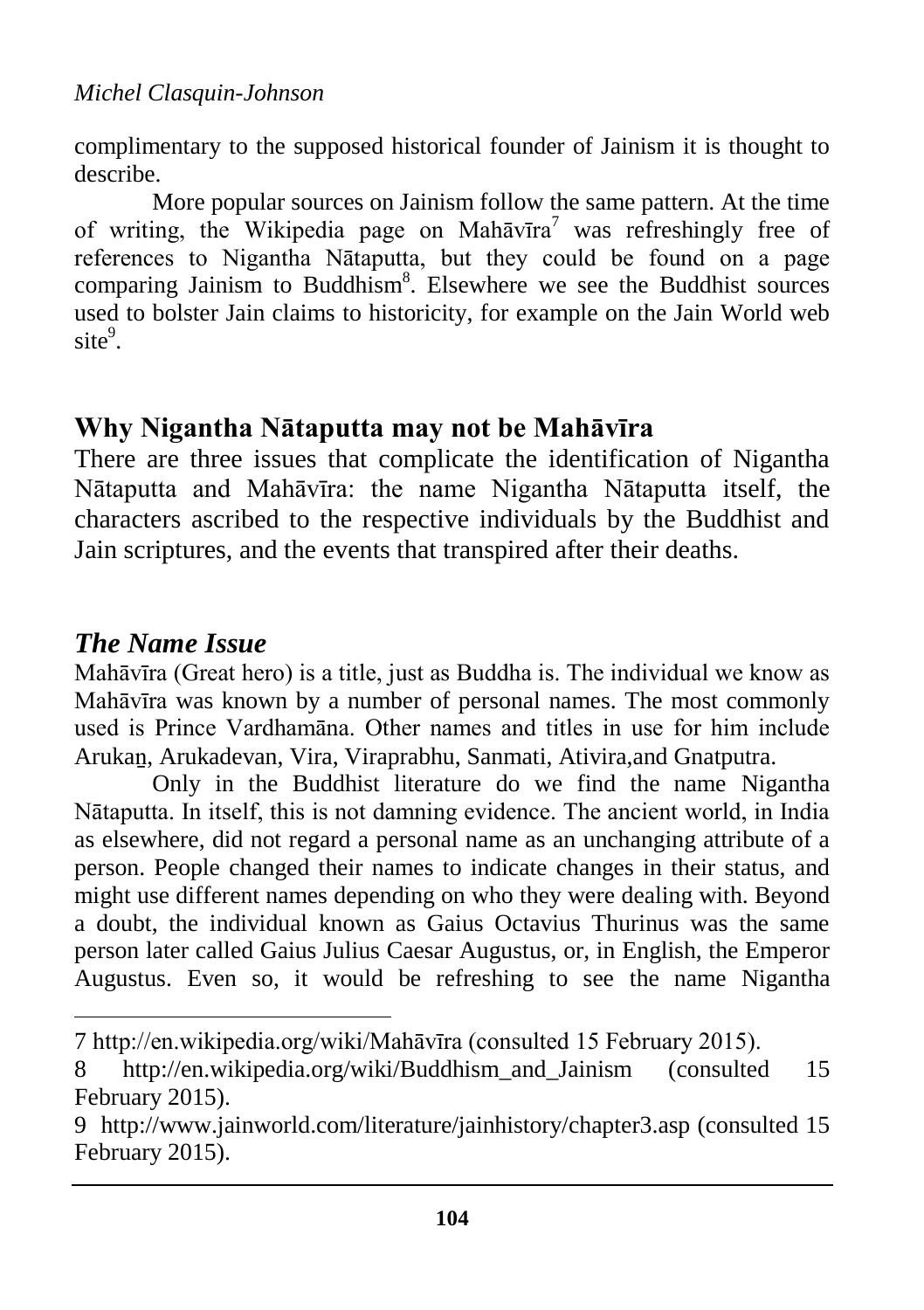complimentary to the supposed historical founder of Jainism it is thought to describe.

More popular sources on Jainism follow the same pattern. At the time of writing, the Wikipedia page on Mahāvīra[7] was refreshingly free of references to Nigantha Nātaputta, but they could be found on a page comparing Jainism to Buddhism[8]. Elsewhere we see the Buddhist sources used to bolster Jain claims to historicity, for example on the Jain World web site[9].

## Why Nigantha Nātaputta may not be Mahāvīra

There are three issues that complicate the identification of Nigantha Nātaputta and Mahāvīra: the name Nigantha Nātaputta itself, the characters ascribed to the respective individuals by the Buddhist and Jain scriptures, and the events that transpired after their deaths.

### *The Name Issue*

Mahāvīra (Great hero) is a title, just as Buddha is. The individual we know as Mahāvīra was known by a number of personal names. The most commonly used is Prince Vardhamāna. Other names and titles in use for him include Arukaṉ, Arukadevan, Vira, Viraprabhu, Sanmati, Ativira,and Gnatputra.

Only in the Buddhist literature do we find the name Nigantha Nātaputta. In itself, this is not damning evidence. The ancient world, in India as elsewhere, did not regard a personal name as an unchanging attribute of a person. People changed their names to indicate changes in their status, and might use different names depending on who they were dealing with. Beyond a doubt, the individual known as Gaius Octavius Thurinus was the same person later called Gaius Julius Caesar Augustus, or, in English, the Emperor Augustus. Even so, it would be refreshing to see the name Nigantha

---

7 http://en.wikipedia.org/wiki/Mahāvīra (consulted 15 February 2015).

8 http://en.wikipedia.org/wiki/Buddhism_and_Jainism (consulted 15 February 2015).

9 http://www.jainworld.com/literature/jainhistory/chapter3.asp (consulted 15 February 2015).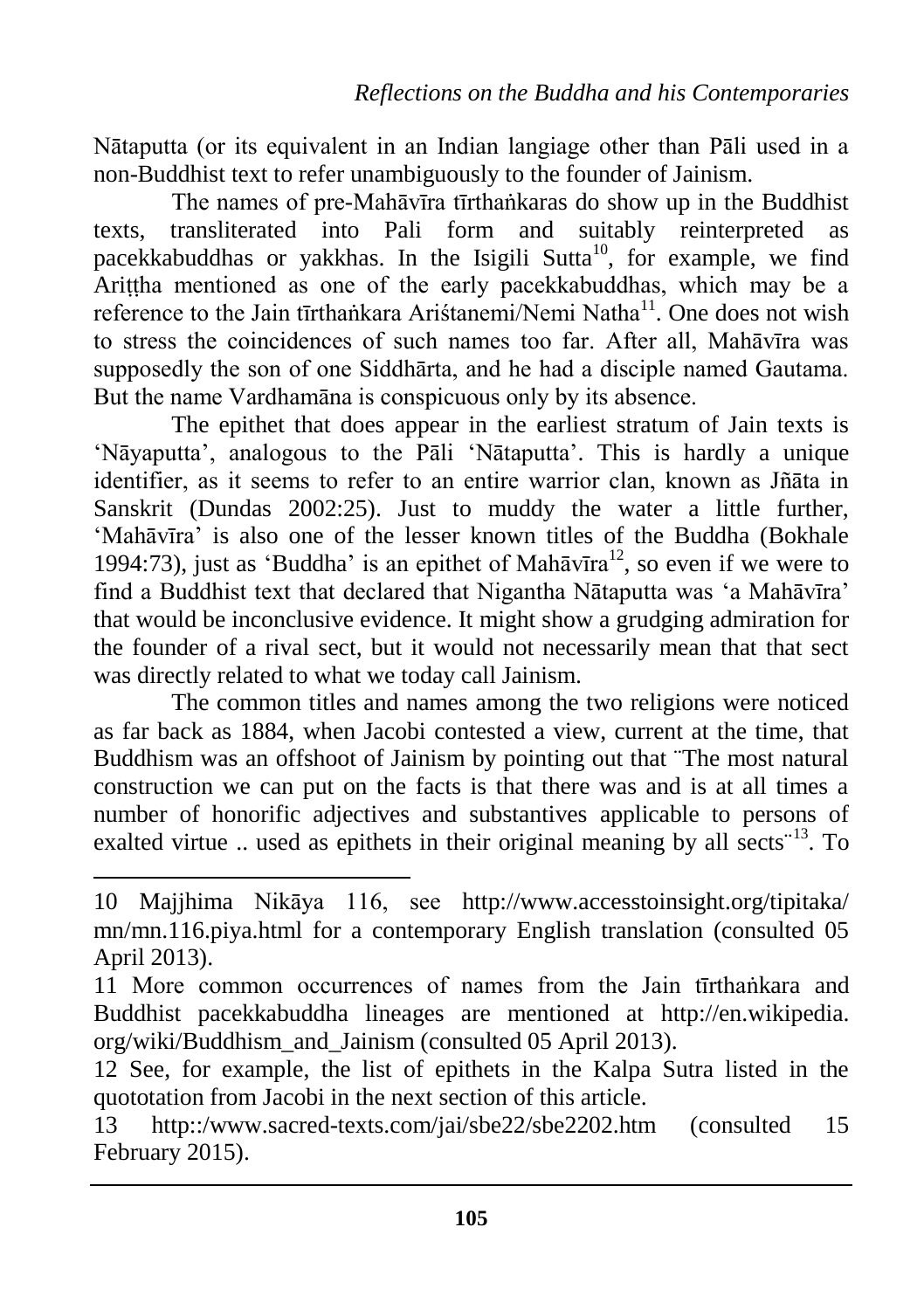Nātaputta (or its equivalent in an Indian langiage other than Pāli used in a non-Buddhist text to refer unambiguously to the founder of Jainism.

The names of pre-Mahāvīra tīrthaṅkaras do show up in the Buddhist texts, transliterated into Pali form and suitably reinterpreted as pacekkabuddhas or yakkhas. In the Isigili Sutta[10], for example, we find Ariṭṭha mentioned as one of the early pacekkabuddhas, which may be a reference to the Jain tīrthaṅkara Ariśtanemi/Nemi Natha[11]. One does not wish to stress the coincidences of such names too far. After all, Mahāvīra was supposedly the son of one Siddhārta, and he had a disciple named Gautama. But the name Vardhamāna is conspicuous only by its absence.

The epithet that does appear in the earliest stratum of Jain texts is 'Nāyaputta', analogous to the Pāli 'Nātaputta'. This is hardly a unique identifier, as it seems to refer to an entire warrior clan, known as Jñāta in Sanskrit (Dundas 2002:25). Just to muddy the water a little further, 'Mahāvīra' is also one of the lesser known titles of the Buddha (Bokhale 1994:73), just as 'Buddha' is an epithet of Mahāvīra[12], so even if we were to find a Buddhist text that declared that Nigantha Nātaputta was 'a Mahāvīra' that would be inconclusive evidence. It might show a grudging admiration for the founder of a rival sect, but it would not necessarily mean that that sect was directly related to what we today call Jainism.

The common titles and names among the two religions were noticed as far back as 1884, when Jacobi contested a view, current at the time, that Buddhism was an offshoot of Jainism by pointing out that ¨The most natural construction we can put on the facts is that there was and is at all times a number of honorific adjectives and substantives applicable to persons of exalted virtue .. used as epithets in their original meaning by all sects¨[13]. To

---

10 Majjhima Nikāya 116, see http://www.accesstoinsight.org/tipitaka/mn/mn.116.piya.html for a contemporary English translation (consulted 05 April 2013).

11 More common occurrences of names from the Jain tīrthaṅkara and Buddhist pacekkabuddha lineages are mentioned at http://en.wikipedia.org/wiki/Buddhism_and_Jainism (consulted 05 April 2013).

12 See, for example, the list of epithets in the Kalpa Sutra listed in the quototation from Jacobi in the next section of this article.

13 http::/www.sacred-texts.com/jai/sbe22/sbe2202.htm (consulted 15 February 2015).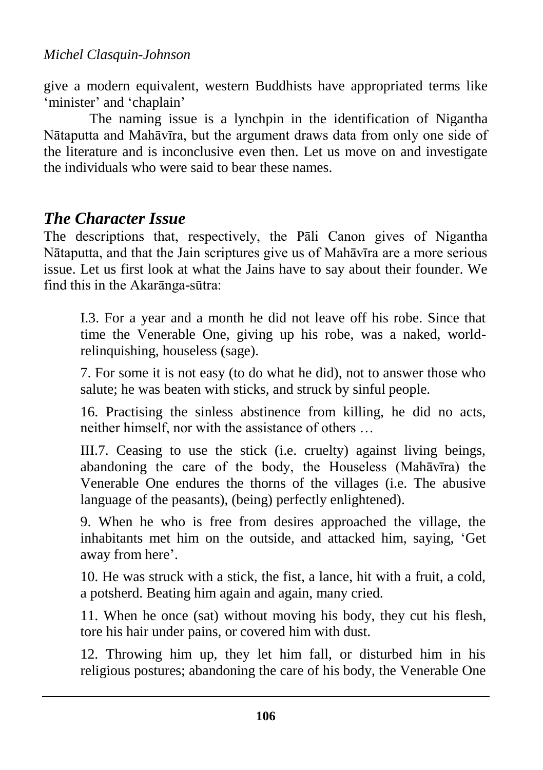give a modern equivalent, western Buddhists have appropriated terms like 'minister' and 'chaplain'

The naming issue is a lynchpin in the identification of Nigantha Nātaputta and Mahāvīra, but the argument draws data from only one side of the literature and is inconclusive even then. Let us move on and investigate the individuals who were said to bear these names.

## *The Character Issue*

The descriptions that, respectively, the Pāli Canon gives of Nigantha Nātaputta, and that the Jain scriptures give us of Mahāvīra are a more serious issue. Let us first look at what the Jains have to say about their founder. We find this in the Akarānga-sūtra:

> I.3. For a year and a month he did not leave off his robe. Since that time the Venerable One, giving up his robe, was a naked, world-relinquishing, houseless (sage).
>
> 7. For some it is not easy (to do what he did), not to answer those who salute; he was beaten with sticks, and struck by sinful people.
>
> 16. Practising the sinless abstinence from killing, he did no acts, neither himself, nor with the assistance of others …
>
> III.7. Ceasing to use the stick (i.e. cruelty) against living beings, abandoning the care of the body, the Houseless (Mahāvīra) the Venerable One endures the thorns of the villages (i.e. The abusive language of the peasants), (being) perfectly enlightened).
>
> 9. When he who is free from desires approached the village, the inhabitants met him on the outside, and attacked him, saying, 'Get away from here'.
>
> 10. He was struck with a stick, the fist, a lance, hit with a fruit, a cold, a potsherd. Beating him again and again, many cried.
>
> 11. When he once (sat) without moving his body, they cut his flesh, tore his hair under pains, or covered him with dust.
>
> 12. Throwing him up, they let him fall, or disturbed him in his religious postures; abandoning the care of his body, the Venerable One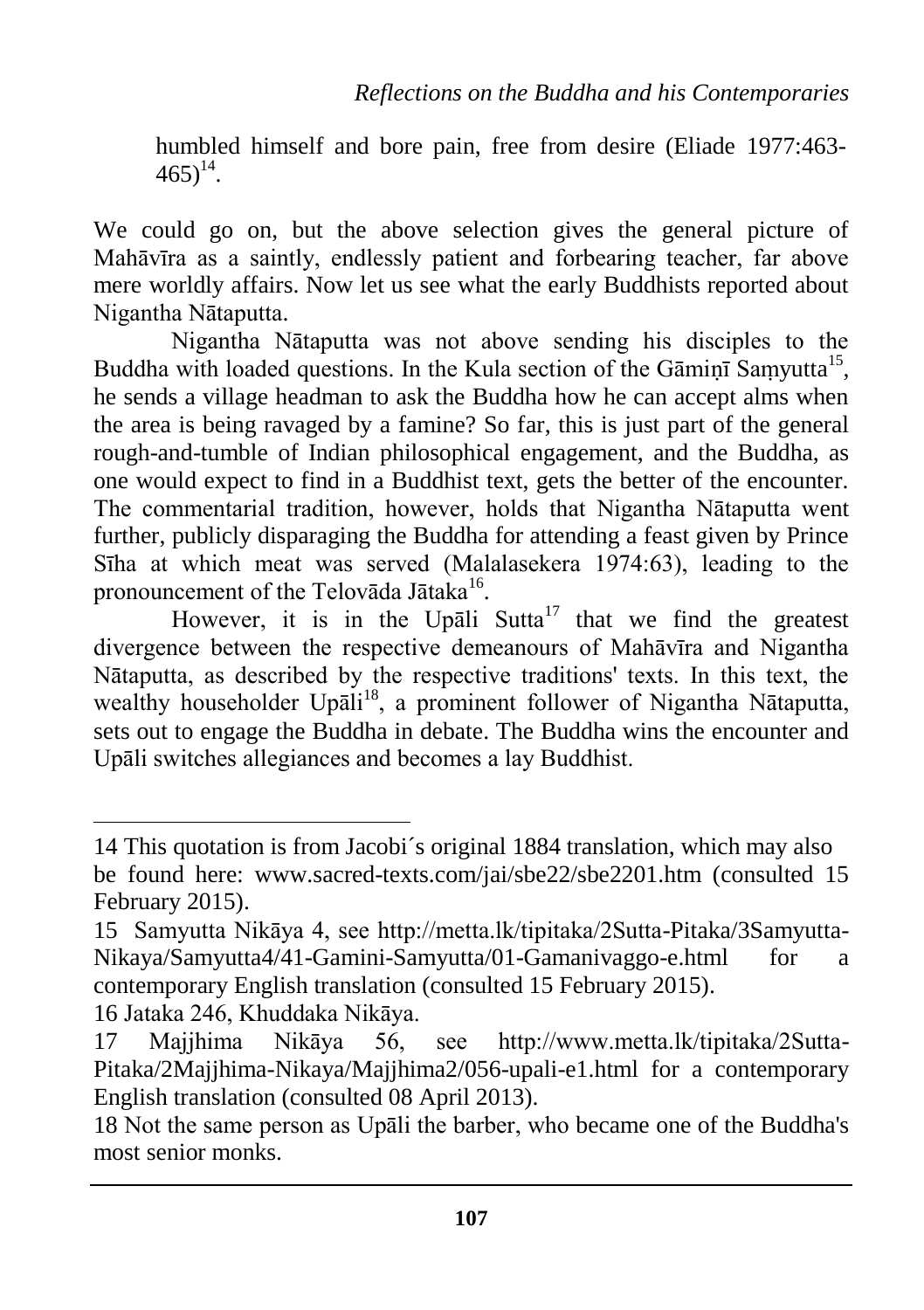humbled himself and bore pain, free from desire (Eliade 1977:463-465)[14].

We could go on, but the above selection gives the general picture of Mahāvīra as a saintly, endlessly patient and forbearing teacher, far above mere worldly affairs. Now let us see what the early Buddhists reported about Nigantha Nātaputta.

Nigantha Nātaputta was not above sending his disciples to the Buddha with loaded questions. In the Kula section of the Gāmiṇī Saṃyutta[15], he sends a village headman to ask the Buddha how he can accept alms when the area is being ravaged by a famine? So far, this is just part of the general rough-and-tumble of Indian philosophical engagement, and the Buddha, as one would expect to find in a Buddhist text, gets the better of the encounter. The commentarial tradition, however, holds that Nigantha Nātaputta went further, publicly disparaging the Buddha for attending a feast given by Prince Sīha at which meat was served (Malalasekera 1974:63), leading to the pronouncement of the Telovāda Jātaka[16].

However, it is in the Upāli Sutta[17] that we find the greatest divergence between the respective demeanours of Mahāvīra and Nigantha Nātaputta, as described by the respective traditions' texts. In this text, the wealthy householder Upāli[18], a prominent follower of Nigantha Nātaputta, sets out to engage the Buddha in debate. The Buddha wins the encounter and Upāli switches allegiances and becomes a lay Buddhist.

---

14 This quotation is from Jacobi´s original 1884 translation, which may also be found here: www.sacred-texts.com/jai/sbe22/sbe2201.htm (consulted 15 February 2015).

15 Samyutta Nikāya 4, see http://metta.lk/tipitaka/2Sutta-Pitaka/3Samyutta-Nikaya/Samyutta4/41-Gamini-Samyutta/01-Gamanivaggo-e.html for a contemporary English translation (consulted 15 February 2015).

16 Jataka 246, Khuddaka Nikāya.

17 Majjhima Nikāya 56, see http://www.metta.lk/tipitaka/2Sutta-Pitaka/2Majjhima-Nikaya/Majjhima2/056-upali-e1.html for a contemporary English translation (consulted 08 April 2013).

18 Not the same person as Upāli the barber, who became one of the Buddha's most senior monks.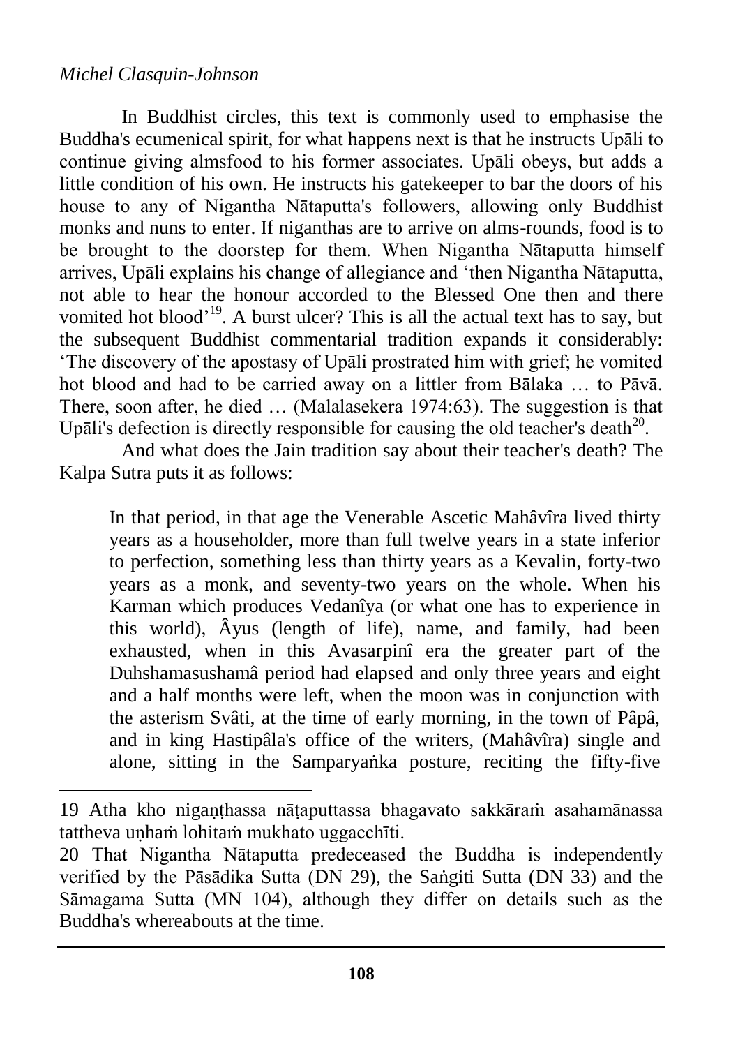In Buddhist circles, this text is commonly used to emphasise the Buddha's ecumenical spirit, for what happens next is that he instructs Upāli to continue giving almsfood to his former associates. Upāli obeys, but adds a little condition of his own. He instructs his gatekeeper to bar the doors of his house to any of Nigantha Nātaputta's followers, allowing only Buddhist monks and nuns to enter. If niganthas are to arrive on alms-rounds, food is to be brought to the doorstep for them. When Nigantha Nātaputta himself arrives, Upāli explains his change of allegiance and 'then Nigantha Nātaputta, not able to hear the honour accorded to the Blessed One then and there vomited hot blood'[19]. A burst ulcer? This is all the actual text has to say, but the subsequent Buddhist commentarial tradition expands it considerably: 'The discovery of the apostasy of Upāli prostrated him with grief; he vomited hot blood and had to be carried away on a littler from Bālaka … to Pāvā. There, soon after, he died … (Malalasekera 1974:63). The suggestion is that Upāli's defection is directly responsible for causing the old teacher's death[20].

And what does the Jain tradition say about their teacher's death? The Kalpa Sutra puts it as follows:

> In that period, in that age the Venerable Ascetic Mahâvîra lived thirty years as a householder, more than full twelve years in a state inferior to perfection, something less than thirty years as a Kevalin, forty-two years as a monk, and seventy-two years on the whole. When his Karman which produces Vedanîya (or what one has to experience in this world), Âyus (length of life), name, and family, had been exhausted, when in this Avasarpinî era the greater part of the Duhshamasushamâ period had elapsed and only three years and eight and a half months were left, when the moon was in conjunction with the asterism Svâti, at the time of early morning, in the town of Pâpâ, and in king Hastipâla's office of the writers, (Mahâvîra) single and alone, sitting in the Samparyaṅka posture, reciting the fifty-five

---

19 Atha kho nigaṇṭhassa nāṭaputtassa bhagavato sakkāraṁ asahamānassa tattheva uṇhaṁ lohitaṁ mukhato uggacchīti.

20 That Nigantha Nātaputta predeceased the Buddha is independently verified by the Pāsādika Sutta (DN 29), the Saṅgiti Sutta (DN 33) and the Sāmagama Sutta (MN 104), although they differ on details such as the Buddha's whereabouts at the time.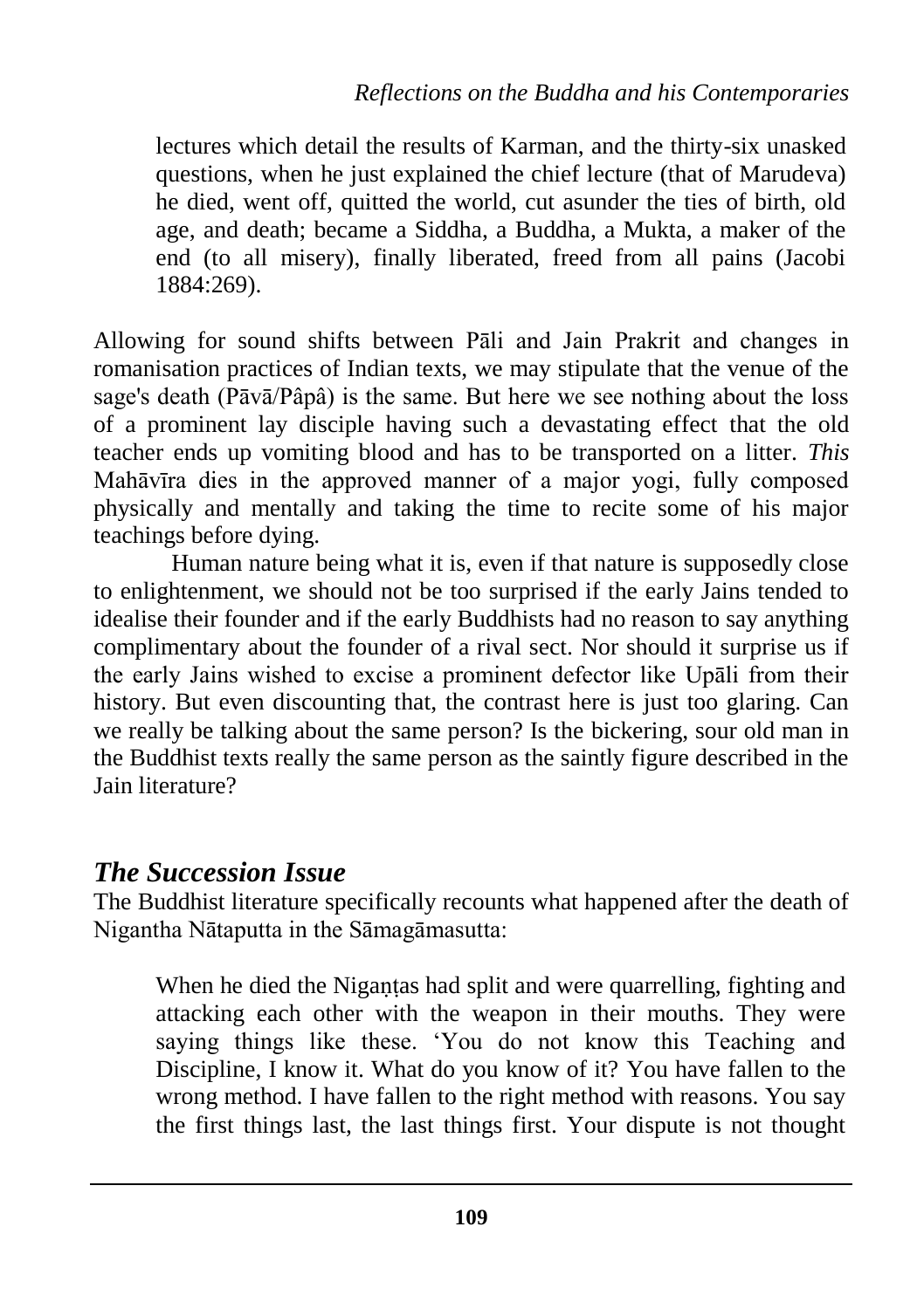> lectures which detail the results of Karman, and the thirty-six unasked questions, when he just explained the chief lecture (that of Marudeva) he died, went off, quitted the world, cut asunder the ties of birth, old age, and death; became a Siddha, a Buddha, a Mukta, a maker of the end (to all misery), finally liberated, freed from all pains (Jacobi 1884:269).

Allowing for sound shifts between Pāli and Jain Prakrit and changes in romanisation practices of Indian texts, we may stipulate that the venue of the sage's death (Pāvā/Pâpâ) is the same. But here we see nothing about the loss of a prominent lay disciple having such a devastating effect that the old teacher ends up vomiting blood and has to be transported on a litter. *This* Mahāvīra dies in the approved manner of a major yogi, fully composed physically and mentally and taking the time to recite some of his major teachings before dying.

Human nature being what it is, even if that nature is supposedly close to enlightenment, we should not be too surprised if the early Jains tended to idealise their founder and if the early Buddhists had no reason to say anything complimentary about the founder of a rival sect. Nor should it surprise us if the early Jains wished to excise a prominent defector like Upāli from their history. But even discounting that, the contrast here is just too glaring. Can we really be talking about the same person? Is the bickering, sour old man in the Buddhist texts really the same person as the saintly figure described in the Jain literature?

## *The Succession Issue*

The Buddhist literature specifically recounts what happened after the death of Nigantha Nātaputta in the Sāmagāmasutta:

> When he died the Nigaṇṭas had split and were quarrelling, fighting and attacking each other with the weapon in their mouths. They were saying things like these. 'You do not know this Teaching and Discipline, I know it. What do you know of it? You have fallen to the wrong method. I have fallen to the right method with reasons. You say the first things last, the last things first. Your dispute is not thought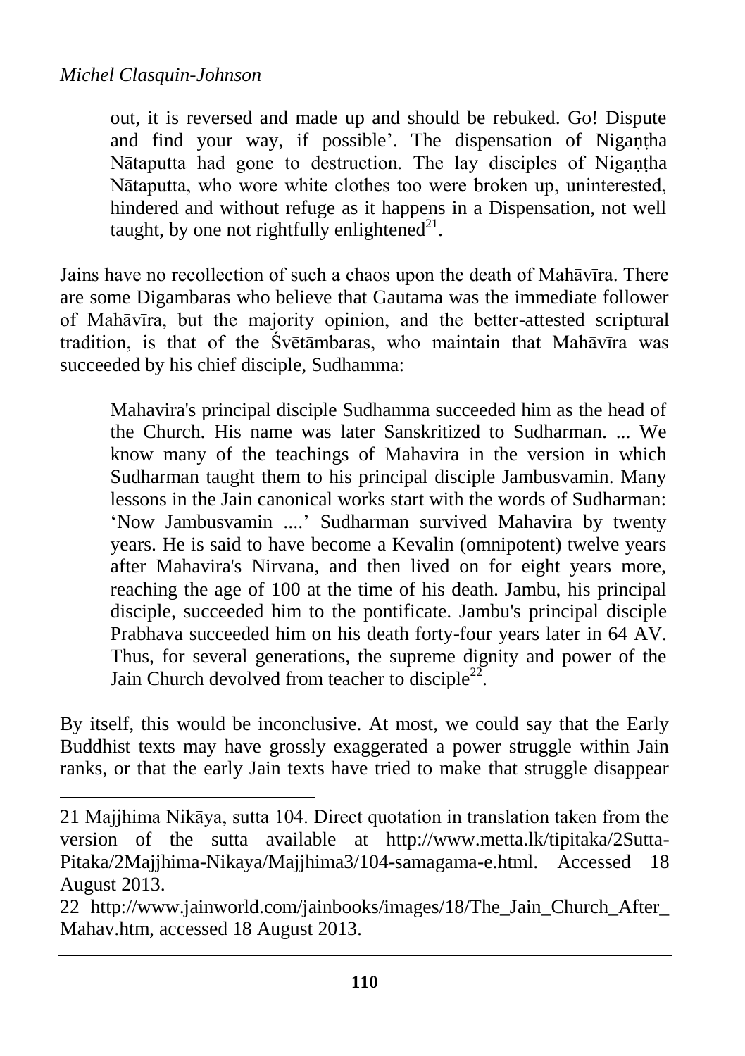> out, it is reversed and made up and should be rebuked. Go! Dispute and find your way, if possible'. The dispensation of Nigaṇṭha Nātaputta had gone to destruction. The lay disciples of Nigaṇṭha Nātaputta, who wore white clothes too were broken up, uninterested, hindered and without refuge as it happens in a Dispensation, not well taught, by one not rightfully enlightened[21].

Jains have no recollection of such a chaos upon the death of Mahāvīra. There are some Digambaras who believe that Gautama was the immediate follower of Mahāvīra, but the majority opinion, and the better-attested scriptural tradition, is that of the Śvētāmbaras, who maintain that Mahāvīra was succeeded by his chief disciple, Sudhamma:

> Mahavira's principal disciple Sudhamma succeeded him as the head of the Church. His name was later Sanskritized to Sudharman. ... We know many of the teachings of Mahavira in the version in which Sudharman taught them to his principal disciple Jambusvamin. Many lessons in the Jain canonical works start with the words of Sudharman: 'Now Jambusvamin ....' Sudharman survived Mahavira by twenty years. He is said to have become a Kevalin (omnipotent) twelve years after Mahavira's Nirvana, and then lived on for eight years more, reaching the age of 100 at the time of his death. Jambu, his principal disciple, succeeded him to the pontificate. Jambu's principal disciple Prabhava succeeded him on his death forty-four years later in 64 AV. Thus, for several generations, the supreme dignity and power of the Jain Church devolved from teacher to disciple[22].

By itself, this would be inconclusive. At most, we could say that the Early Buddhist texts may have grossly exaggerated a power struggle within Jain ranks, or that the early Jain texts have tried to make that struggle disappear

---

21 Majjhima Nikāya, sutta 104. Direct quotation in translation taken from the version of the sutta available at http://www.metta.lk/tipitaka/2Sutta-Pitaka/2Majjhima-Nikaya/Majjhima3/104-samagama-e.html. Accessed 18 August 2013.

22 http://www.jainworld.com/jainbooks/images/18/The_Jain_Church_After_Mahav.htm, accessed 18 August 2013.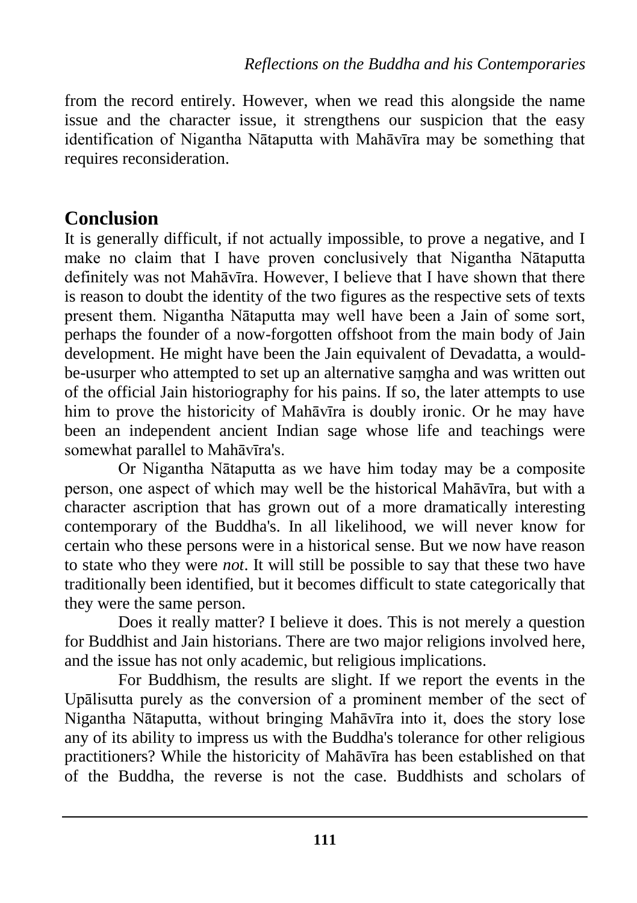from the record entirely. However, when we read this alongside the name issue and the character issue, it strengthens our suspicion that the easy identification of Nigantha Nātaputta with Mahāvīra may be something that requires reconsideration.

## Conclusion

It is generally difficult, if not actually impossible, to prove a negative, and I make no claim that I have proven conclusively that Nigantha Nātaputta definitely was not Mahāvīra. However, I believe that I have shown that there is reason to doubt the identity of the two figures as the respective sets of texts present them. Nigantha Nātaputta may well have been a Jain of some sort, perhaps the founder of a now-forgotten offshoot from the main body of Jain development. He might have been the Jain equivalent of Devadatta, a would-be-usurper who attempted to set up an alternative saṃgha and was written out of the official Jain historiography for his pains. If so, the later attempts to use him to prove the historicity of Mahāvīra is doubly ironic. Or he may have been an independent ancient Indian sage whose life and teachings were somewhat parallel to Mahāvīra's.

Or Nigantha Nātaputta as we have him today may be a composite person, one aspect of which may well be the historical Mahāvīra, but with a character ascription that has grown out of a more dramatically interesting contemporary of the Buddha's. In all likelihood, we will never know for certain who these persons were in a historical sense. But we now have reason to state who they were *not*. It will still be possible to say that these two have traditionally been identified, but it becomes difficult to state categorically that they were the same person.

Does it really matter? I believe it does. This is not merely a question for Buddhist and Jain historians. There are two major religions involved here, and the issue has not only academic, but religious implications.

For Buddhism, the results are slight. If we report the events in the Upālisutta purely as the conversion of a prominent member of the sect of Nigantha Nātaputta, without bringing Mahāvīra into it, does the story lose any of its ability to impress us with the Buddha's tolerance for other religious practitioners? While the historicity of Mahāvīra has been established on that of the Buddha, the reverse is not the case. Buddhists and scholars of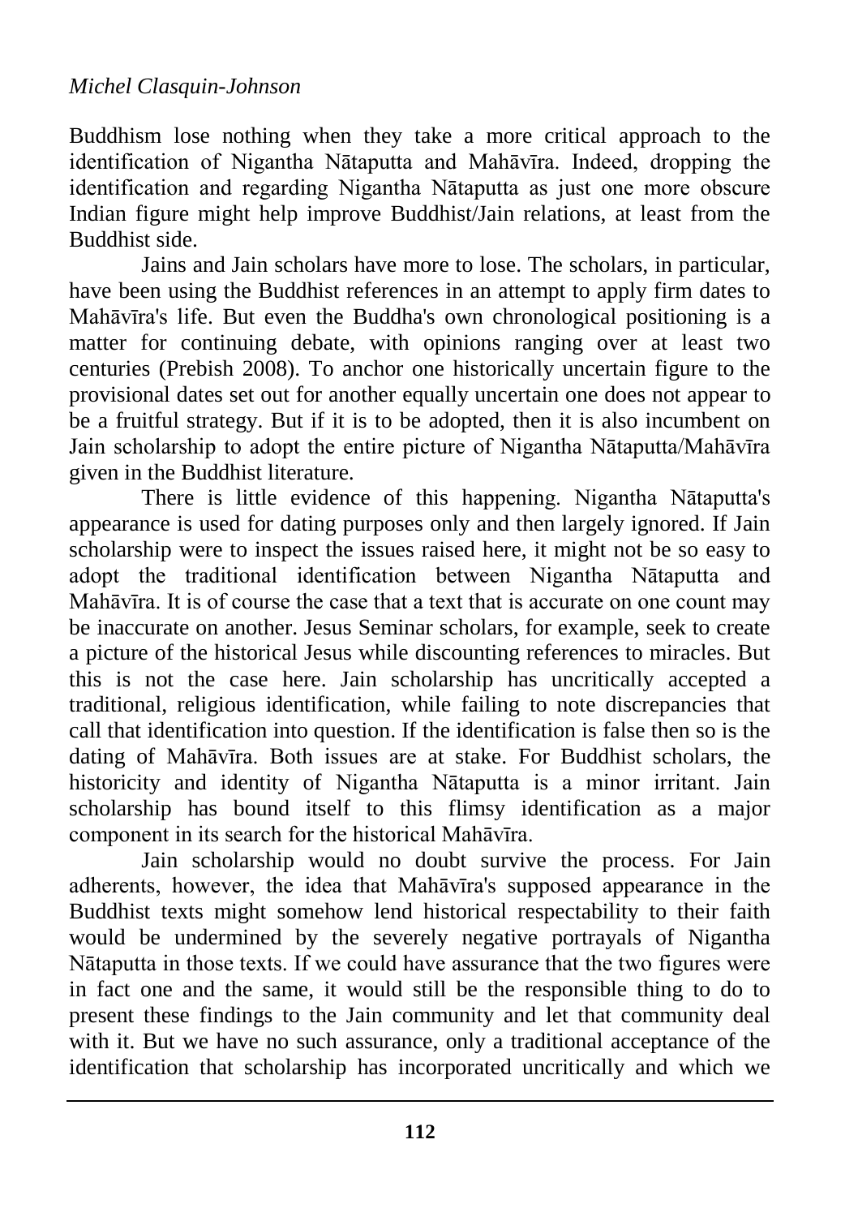Buddhism lose nothing when they take a more critical approach to the identification of Nigantha Nātaputta and Mahāvīra. Indeed, dropping the identification and regarding Nigantha Nātaputta as just one more obscure Indian figure might help improve Buddhist/Jain relations, at least from the Buddhist side.

Jains and Jain scholars have more to lose. The scholars, in particular, have been using the Buddhist references in an attempt to apply firm dates to Mahāvīra's life. But even the Buddha's own chronological positioning is a matter for continuing debate, with opinions ranging over at least two centuries (Prebish 2008). To anchor one historically uncertain figure to the provisional dates set out for another equally uncertain one does not appear to be a fruitful strategy. But if it is to be adopted, then it is also incumbent on Jain scholarship to adopt the entire picture of Nigantha Nātaputta/Mahāvīra given in the Buddhist literature.

There is little evidence of this happening. Nigantha Nātaputta's appearance is used for dating purposes only and then largely ignored. If Jain scholarship were to inspect the issues raised here, it might not be so easy to adopt the traditional identification between Nigantha Nātaputta and Mahāvīra. It is of course the case that a text that is accurate on one count may be inaccurate on another. Jesus Seminar scholars, for example, seek to create a picture of the historical Jesus while discounting references to miracles. But this is not the case here. Jain scholarship has uncritically accepted a traditional, religious identification, while failing to note discrepancies that call that identification into question. If the identification is false then so is the dating of Mahāvīra. Both issues are at stake. For Buddhist scholars, the historicity and identity of Nigantha Nātaputta is a minor irritant. Jain scholarship has bound itself to this flimsy identification as a major component in its search for the historical Mahāvīra.

Jain scholarship would no doubt survive the process. For Jain adherents, however, the idea that Mahāvīra's supposed appearance in the Buddhist texts might somehow lend historical respectability to their faith would be undermined by the severely negative portrayals of Nigantha Nātaputta in those texts. If we could have assurance that the two figures were in fact one and the same, it would still be the responsible thing to do to present these findings to the Jain community and let that community deal with it. But we have no such assurance, only a traditional acceptance of the identification that scholarship has incorporated uncritically and which we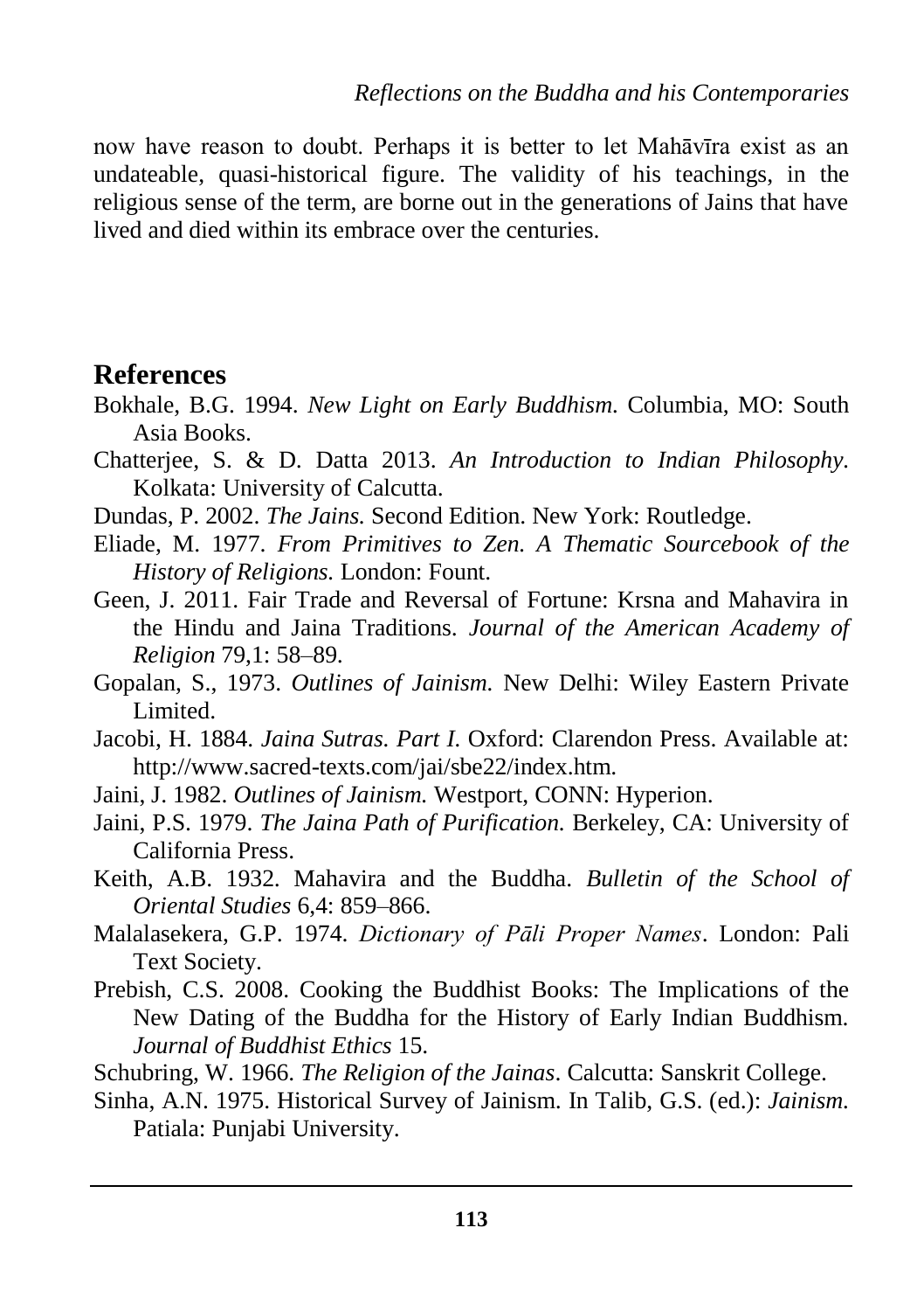now have reason to doubt. Perhaps it is better to let Mahāvīra exist as an undateable, quasi-historical figure. The validity of his teachings, in the religious sense of the term, are borne out in the generations of Jains that have lived and died within its embrace over the centuries.

## References

Bokhale, B.G. 1994. *New Light on Early Buddhism.* Columbia, MO: South Asia Books.

Chatterjee, S. & D. Datta 2013. *An Introduction to Indian Philosophy.* Kolkata: University of Calcutta.

Dundas, P. 2002. *The Jains.* Second Edition. New York: Routledge.

Eliade, M. 1977. *From Primitives to Zen. A Thematic Sourcebook of the History of Religions.* London: Fount.

Geen, J. 2011. Fair Trade and Reversal of Fortune: Krsna and Mahavira in the Hindu and Jaina Traditions. *Journal of the American Academy of Religion* 79,1: 58–89.

Gopalan, S., 1973. *Outlines of Jainism.* New Delhi: Wiley Eastern Private Limited.

Jacobi, H. 1884. *Jaina Sutras. Part I.* Oxford: Clarendon Press. Available at: http://www.sacred-texts.com/jai/sbe22/index.htm.

Jaini, J. 1982. *Outlines of Jainism.* Westport, CONN: Hyperion.

Jaini, P.S. 1979. *The Jaina Path of Purification.* Berkeley, CA: University of California Press.

Keith, A.B. 1932. Mahavira and the Buddha. *Bulletin of the School of Oriental Studies* 6,4: 859–866.

Malalasekera, G.P. 1974. *Dictionary of Pāli Proper Names*. London: Pali Text Society.

Prebish, C.S. 2008. Cooking the Buddhist Books: The Implications of the New Dating of the Buddha for the History of Early Indian Buddhism. *Journal of Buddhist Ethics* 15.

Schubring, W. 1966. *The Religion of the Jainas*. Calcutta: Sanskrit College.

Sinha, A.N. 1975. Historical Survey of Jainism. In Talib, G.S. (ed.): *Jainism.* Patiala: Punjabi University.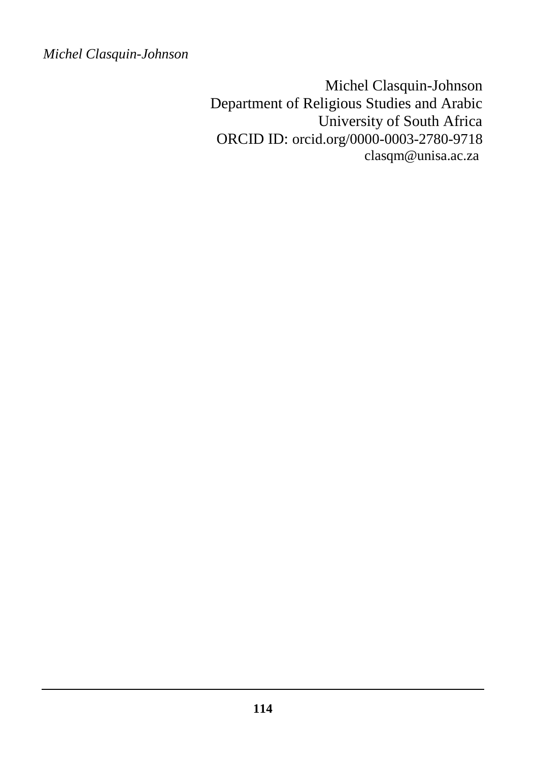Michel Clasquin-Johnson
Department of Religious Studies and Arabic
University of South Africa
ORCID ID: orcid.org/0000-0003-2780-9718
clasqm@unisa.ac.za